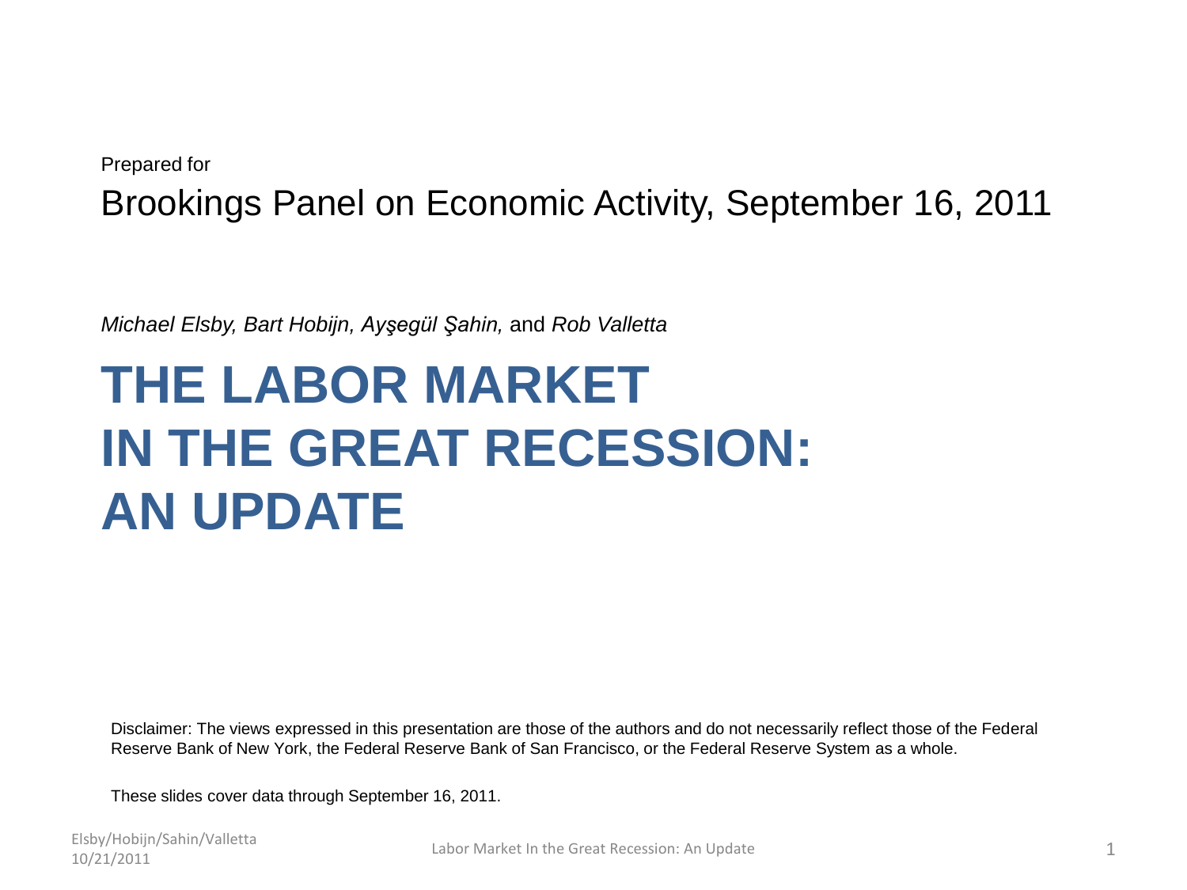Prepared for

Brookings Panel on Economic Activity, September 16, 2011

*Michael Elsby, Bart Hobijn, Ayşegül Şahin,* and *Rob Valletta*

# THE LABOR MARKET IN THE GREAT RECESSION: AN UPDATE

Disclaimer: The views expressed in this presentation are those of the authors and do not necessarily reflect those of the Federal Reserve Bank of New York, the Federal Reserve Bank of San Francisco, or the Federal Reserve System as a whole.

These slides cover data through September 16, 2011.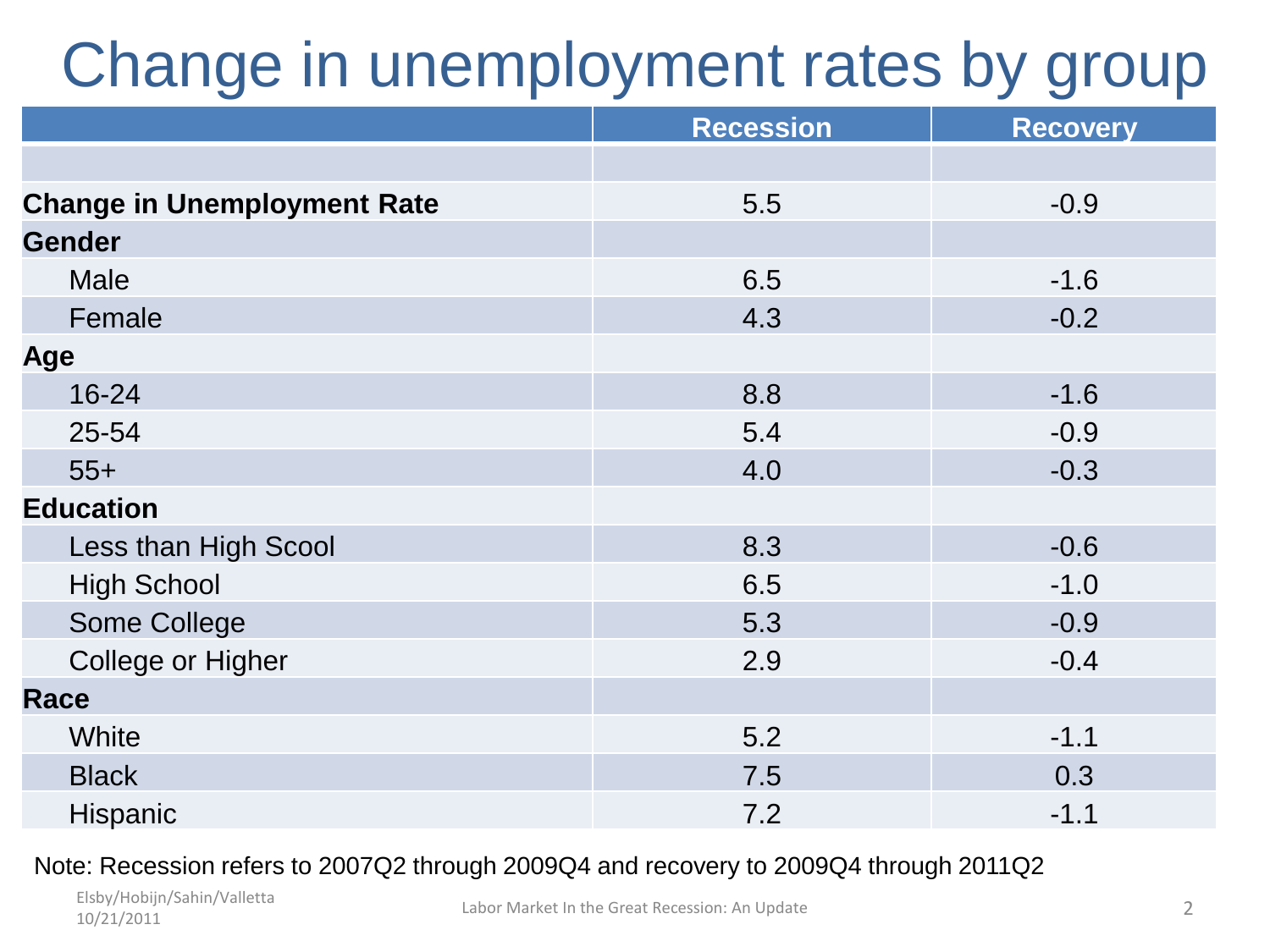# Change in unemployment rates by group

| | Recession | Recovery |
|---|---|---|
| | | |
| **Change in Unemployment Rate** | 5.5 | -0.9 |
| **Gender** | | |
| Male | 6.5 | -1.6 |
| Female | 4.3 | -0.2 |
| **Age** | | |
| 16-24 | 8.8 | -1.6 |
| 25-54 | 5.4 | -0.9 |
| 55+ | 4.0 | -0.3 |
| **Education** | | |
| Less than High Scool | 8.3 | -0.6 |
| High School | 6.5 | -1.0 |
| Some College | 5.3 | -0.9 |
| College or Higher | 2.9 | -0.4 |
| **Race** | | |
| White | 5.2 | -1.1 |
| Black | 7.5 | 0.3 |
| Hispanic | 7.2 | -1.1 |

Note: Recession refers to 2007Q2 through 2009Q4 and recovery to 2009Q4 through 2011Q2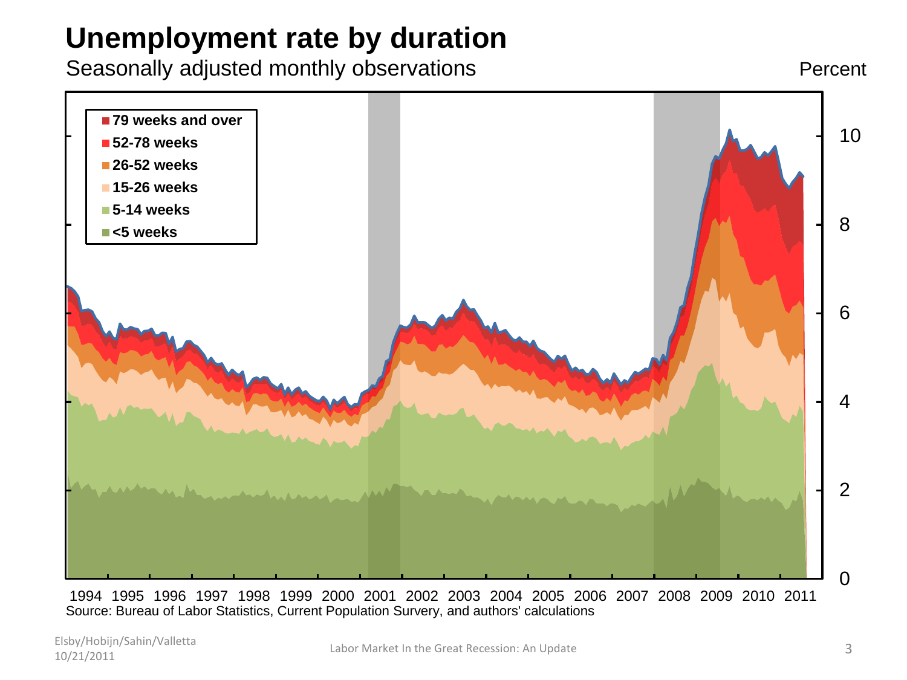# Unemployment rate by duration

Seasonally adjusted monthly observations

Percent

- 79 weeks and over
- 52-78 weeks
- 26-52 weeks
- 15-26 weeks
- 5-14 weeks
- <5 weeks

Source: Bureau of Labor Statistics, Current Population Survery, and authors' calculations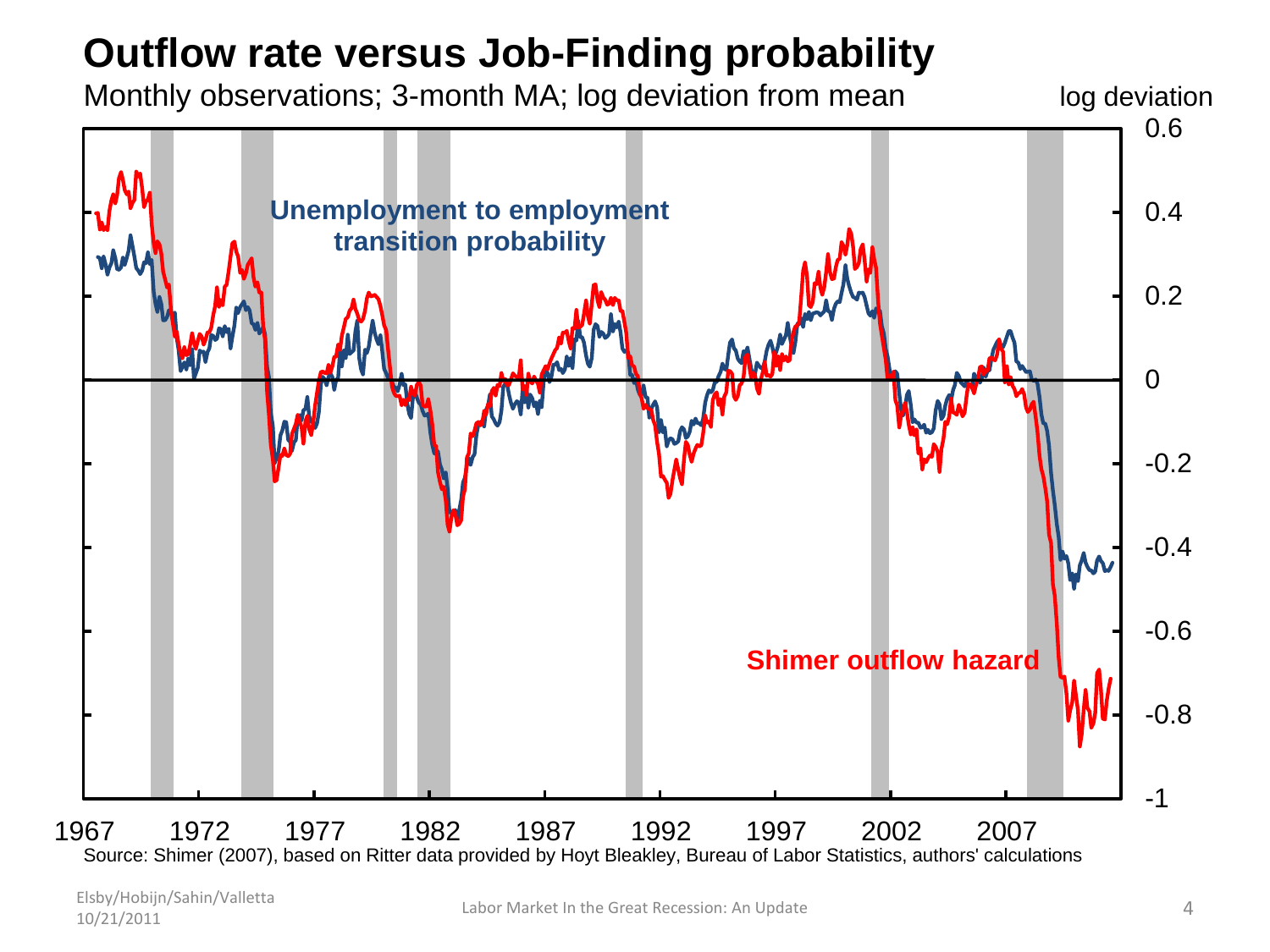# Outflow rate versus Job-Finding probability

Monthly observations; 3-month MA; log deviation from mean

Source: Shimer (2007), based on Ritter data provided by Hoyt Bleakley, Bureau of Labor Statistics, authors' calculations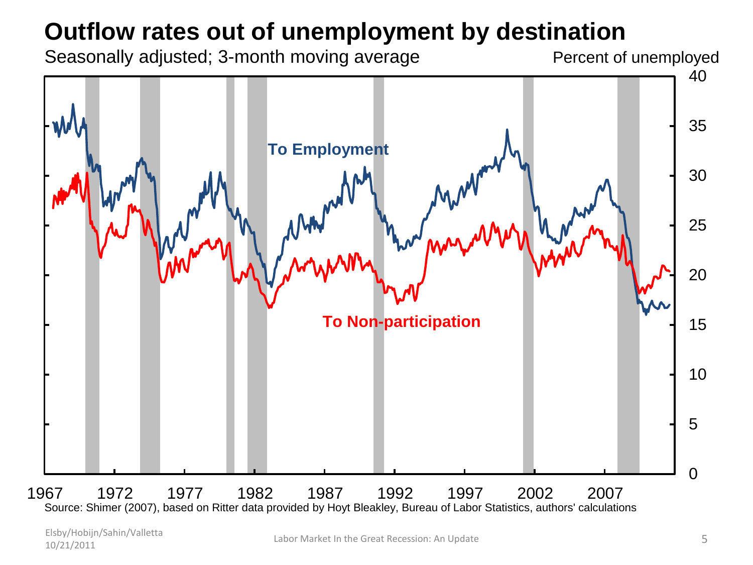# Outflow rates out of unemployment by destination

Seasonally adjusted; 3-month moving average

Percent of unemployed

To Employment

To Non-participation

Source: Shimer (2007), based on Ritter data provided by Hoyt Bleakley, Bureau of Labor Statistics, authors' calculations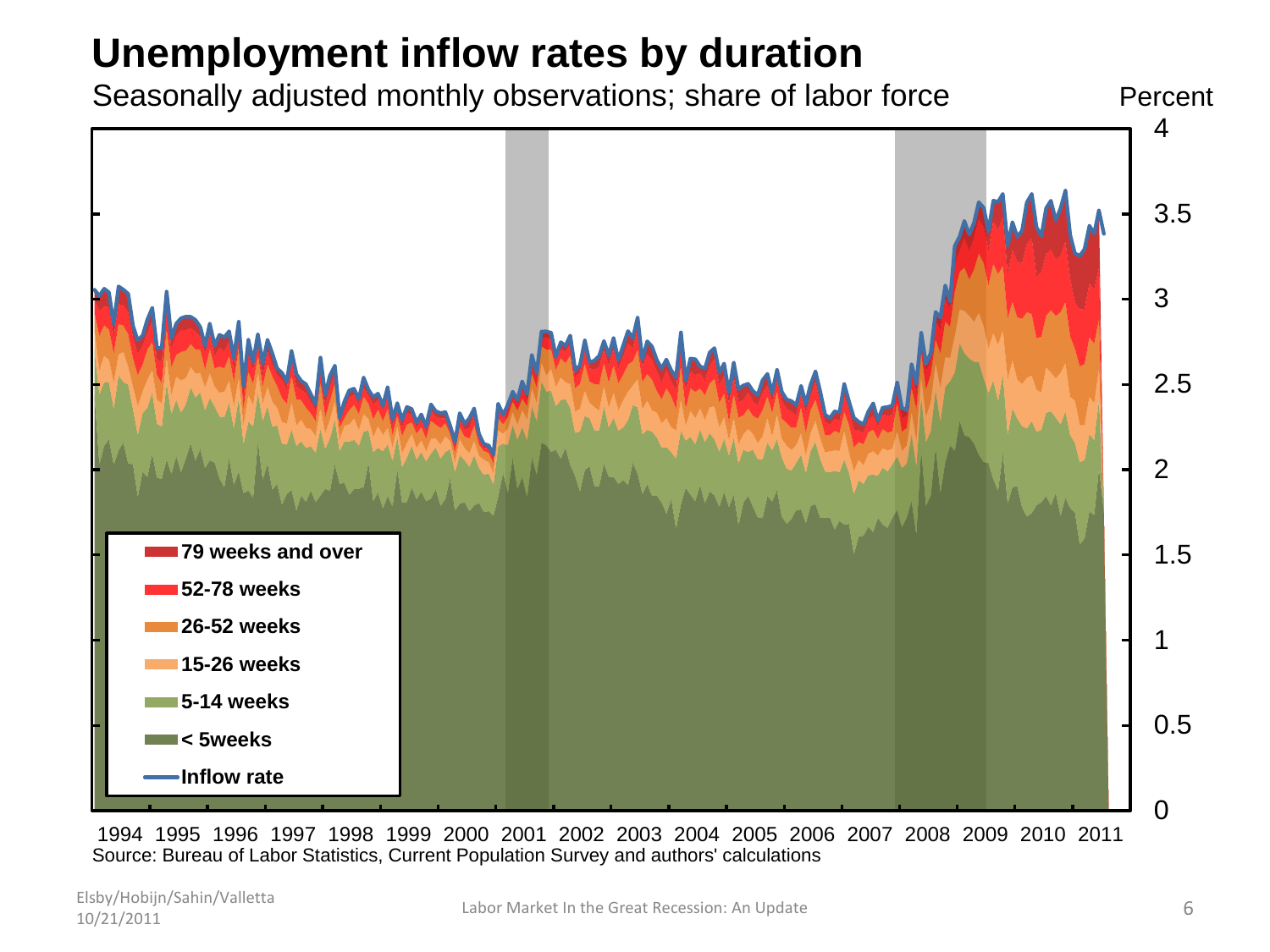# Unemployment inflow rates by duration

Seasonally adjusted monthly observations; share of labor force

Percent

4
3.5
3
2.5
2
1.5
1
0.5
0

- 79 weeks and over
- 52-78 weeks
- 26-52 weeks
- 15-26 weeks
- 5-14 weeks
- < 5weeks
- Inflow rate

1994 1995 1996 1997 1998 1999 2000 2001 2002 2003 2004 2005 2006 2007 2008 2009 2010 2011

Source: Bureau of Labor Statistics, Current Population Survey and authors' calculations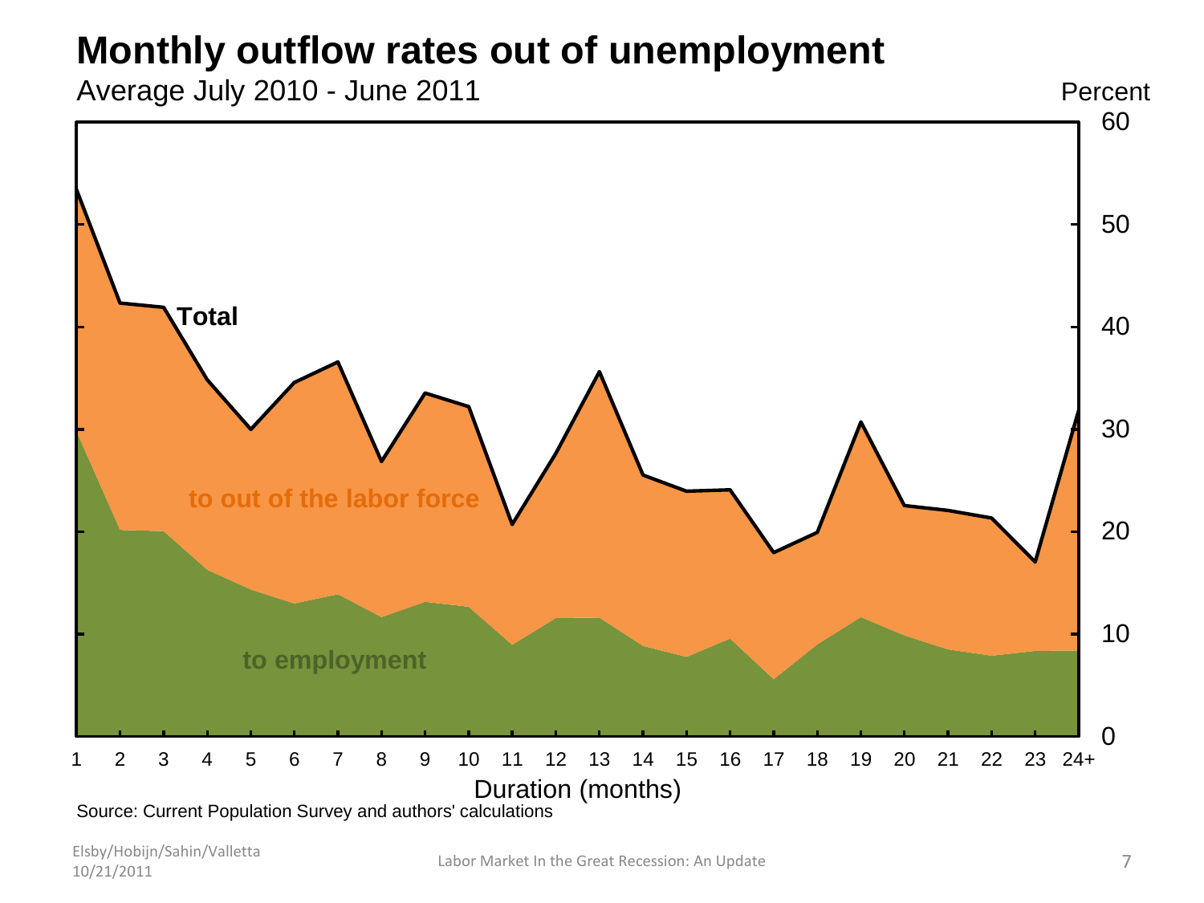# Monthly outflow rates out of unemployment

Average July 2010 - June 2011

Percent

Total

to out of the labor force

to employment

Duration (months)

Source: Current Population Survey and authors' calculations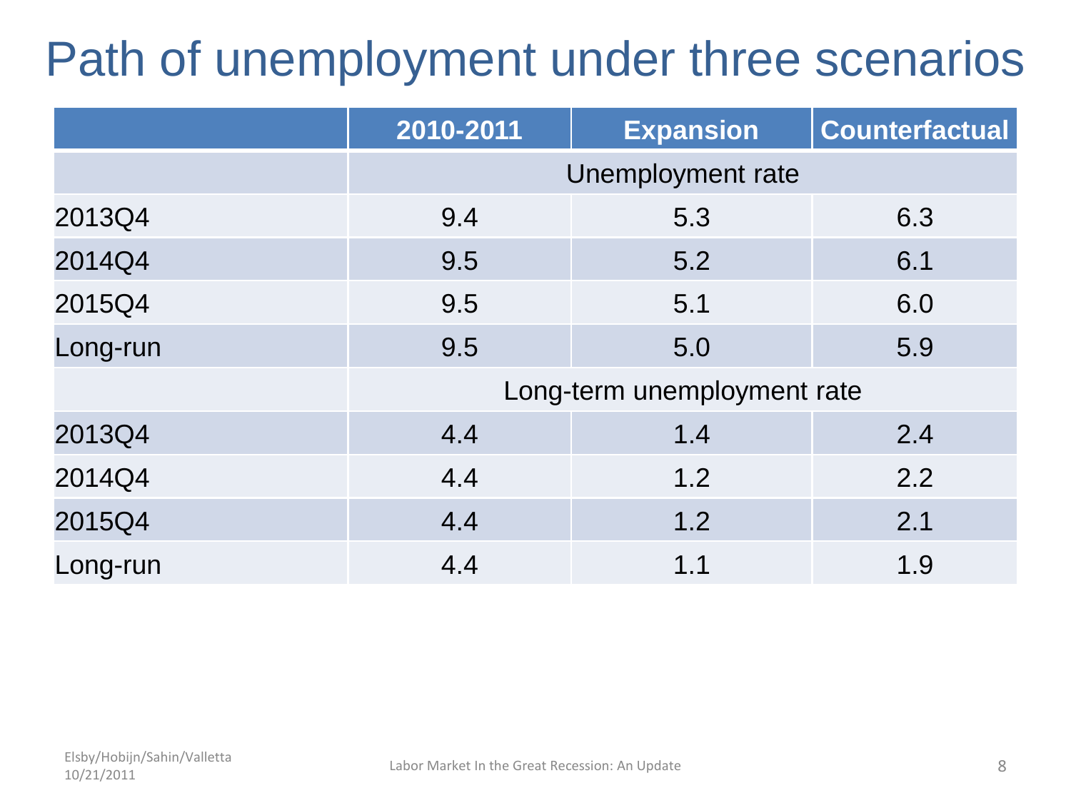# Path of unemployment under three scenarios

| | 2010-2011 | Expansion | Counterfactual |
|---|---|---|---|
| | Unemployment rate | | |
| 2013Q4 | 9.4 | 5.3 | 6.3 |
| 2014Q4 | 9.5 | 5.2 | 6.1 |
| 2015Q4 | 9.5 | 5.1 | 6.0 |
| Long-run | 9.5 | 5.0 | 5.9 |
| | Long-term unemployment rate | | |
| 2013Q4 | 4.4 | 1.4 | 2.4 |
| 2014Q4 | 4.4 | 1.2 | 2.2 |
| 2015Q4 | 4.4 | 1.2 | 2.1 |
| Long-run | 4.4 | 1.1 | 1.9 |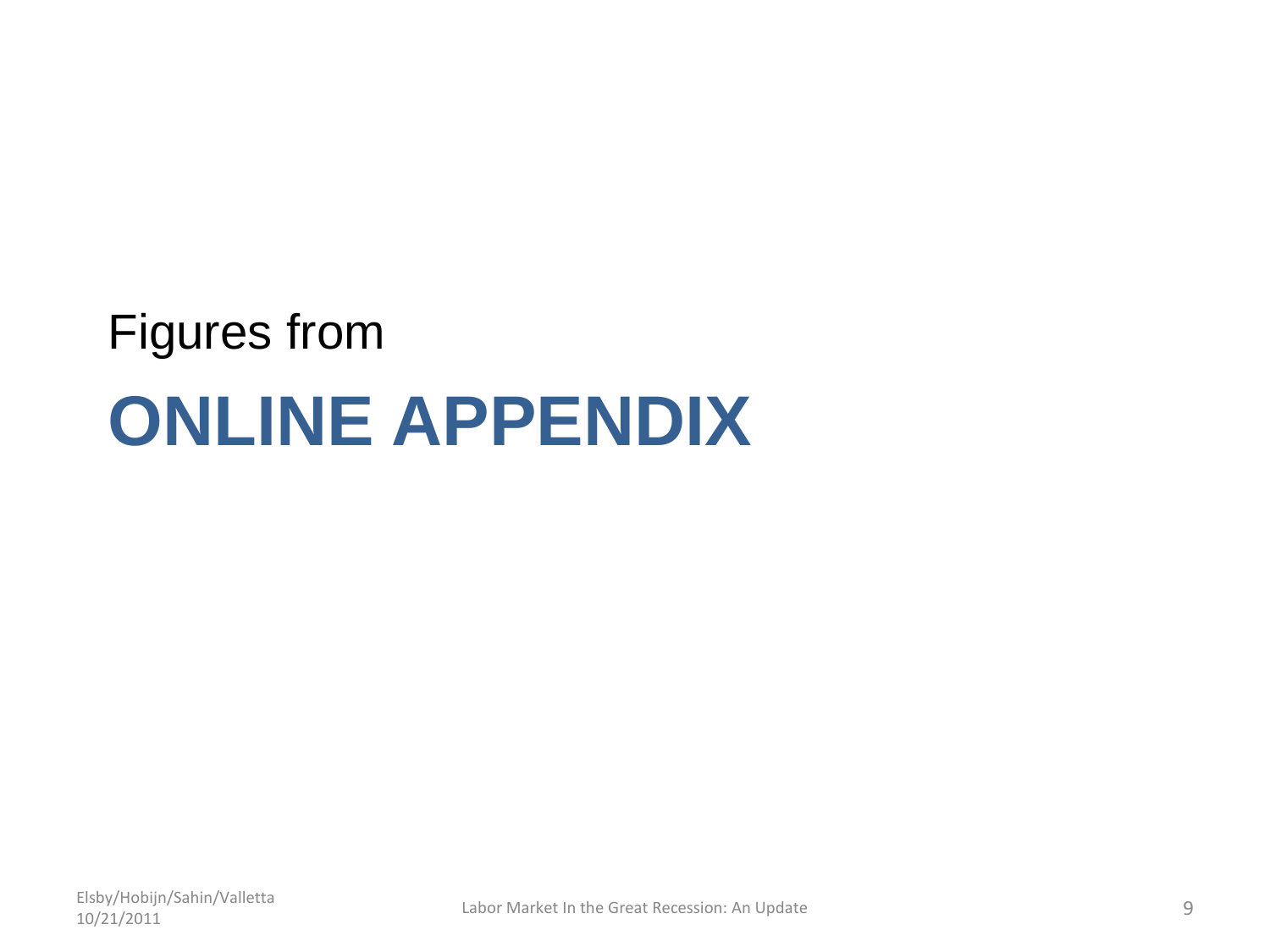Figures from

# ONLINE APPENDIX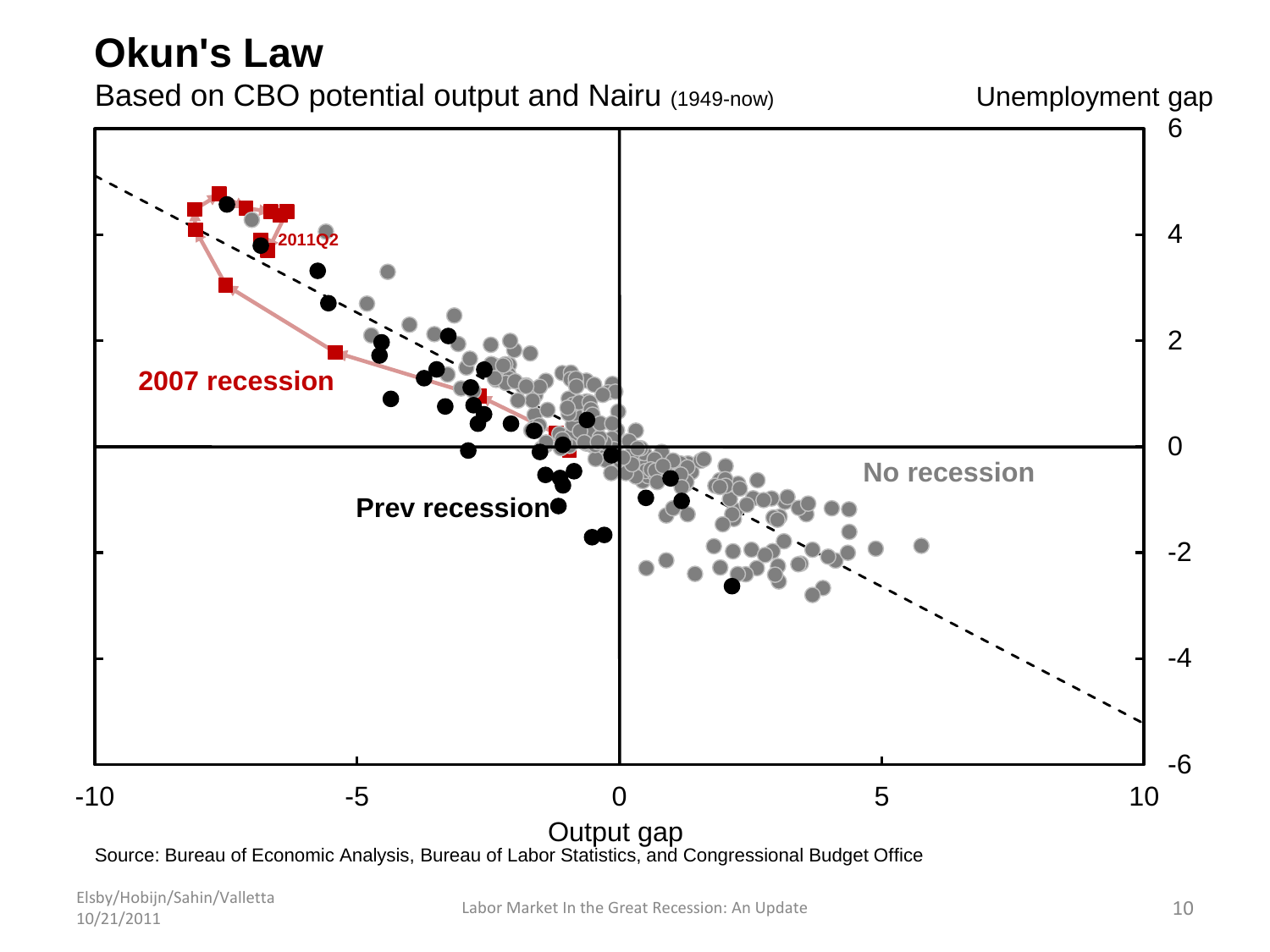# Okun's Law

Based on CBO potential output and Nairu (1949-now)

Unemployment gap

2011Q2

2007 recession

No recession

Prev recession

Output gap

Source: Bureau of Economic Analysis, Bureau of Labor Statistics, and Congressional Budget Office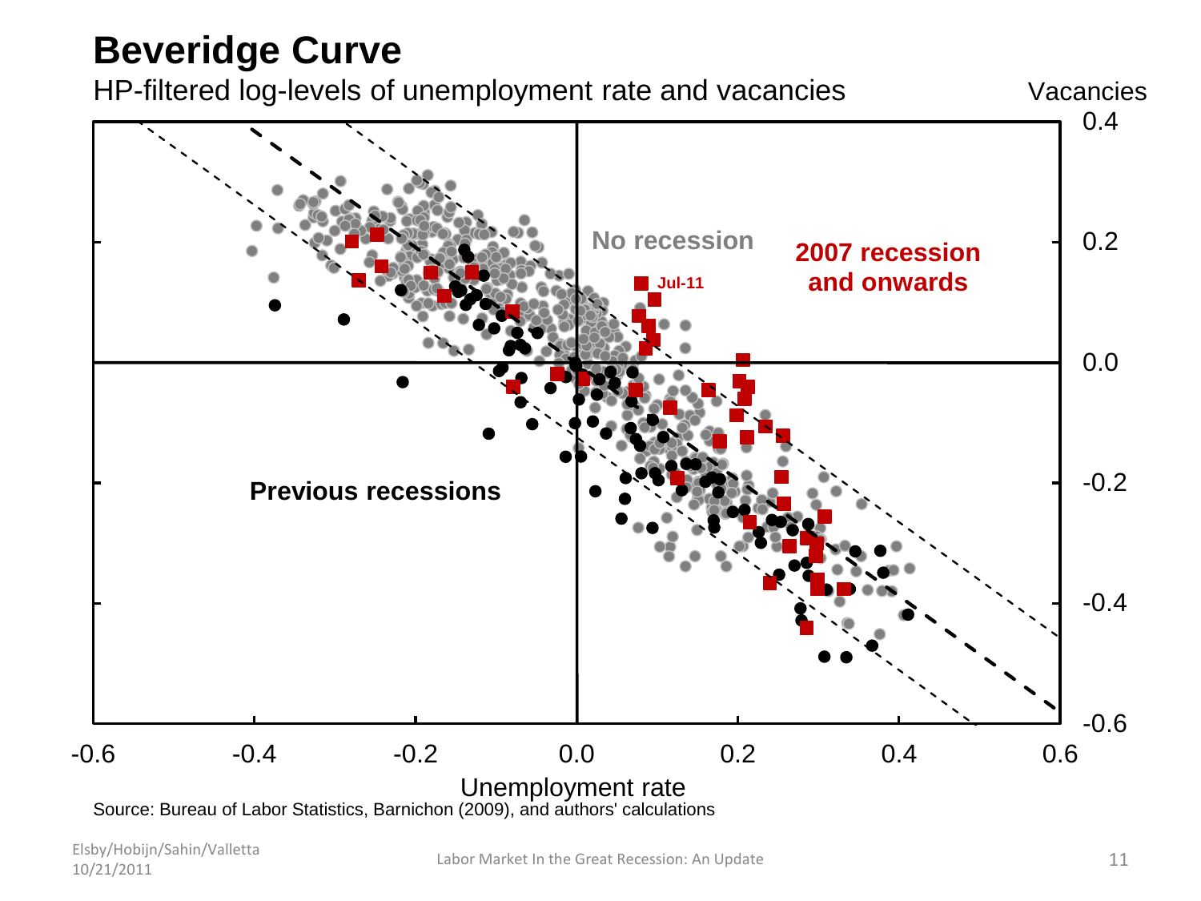# Beveridge Curve

HP-filtered log-levels of unemployment rate and vacancies

Vacancies

No recession

2007 recession and onwards

Jul-11

Previous recessions

Unemployment rate

Source: Bureau of Labor Statistics, Barnichon (2009), and authors' calculations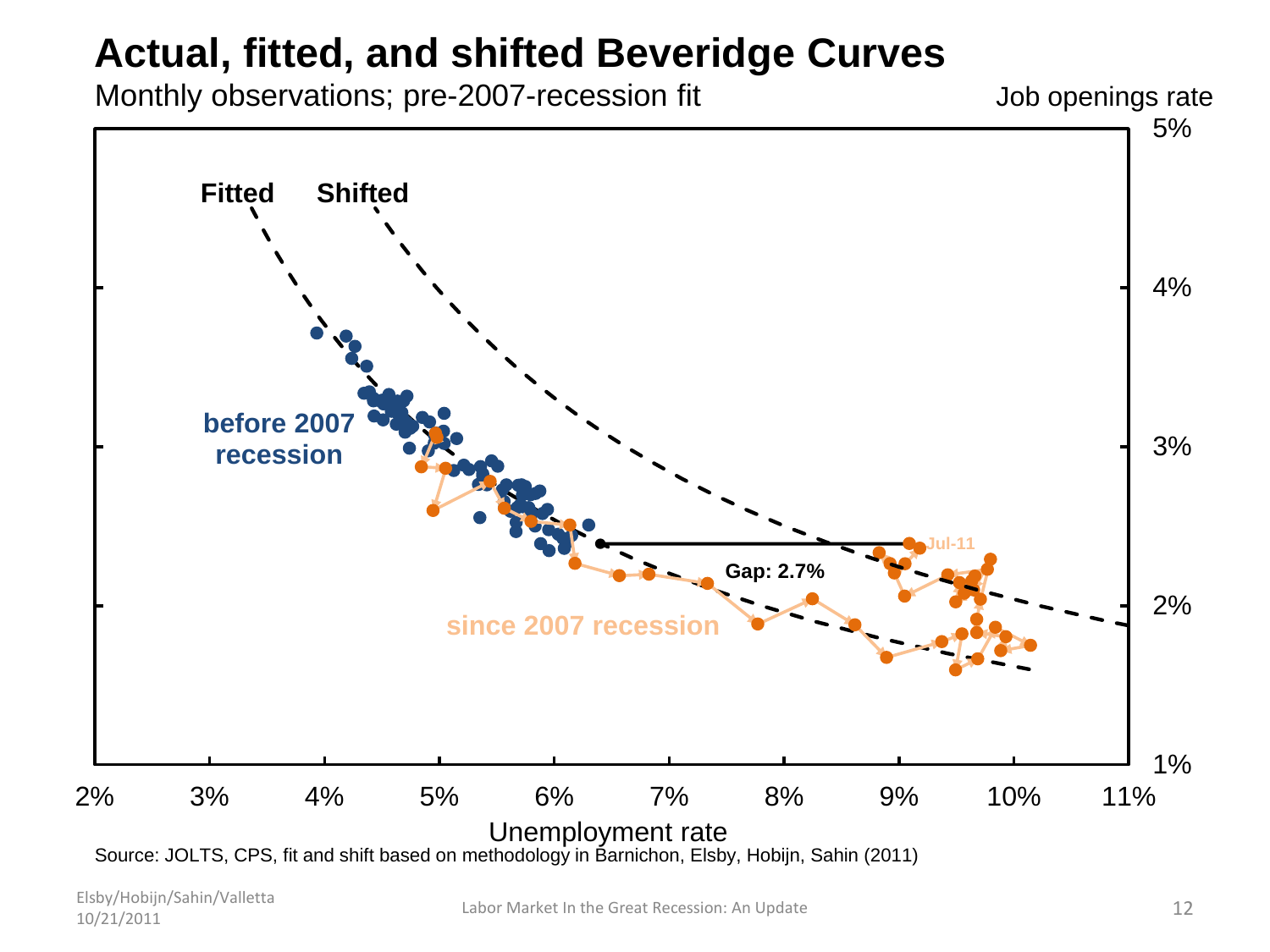# Actual, fitted, and shifted Beveridge Curves

Monthly observations; pre-2007-recession fit

Job openings rate

Fitted

Shifted

before 2007 recession

since 2007 recession

Gap: 2.7%

Jul-11

Unemployment rate

Source: JOLTS, CPS, fit and shift based on methodology in Barnichon, Elsby, Hobijn, Sahin (2011)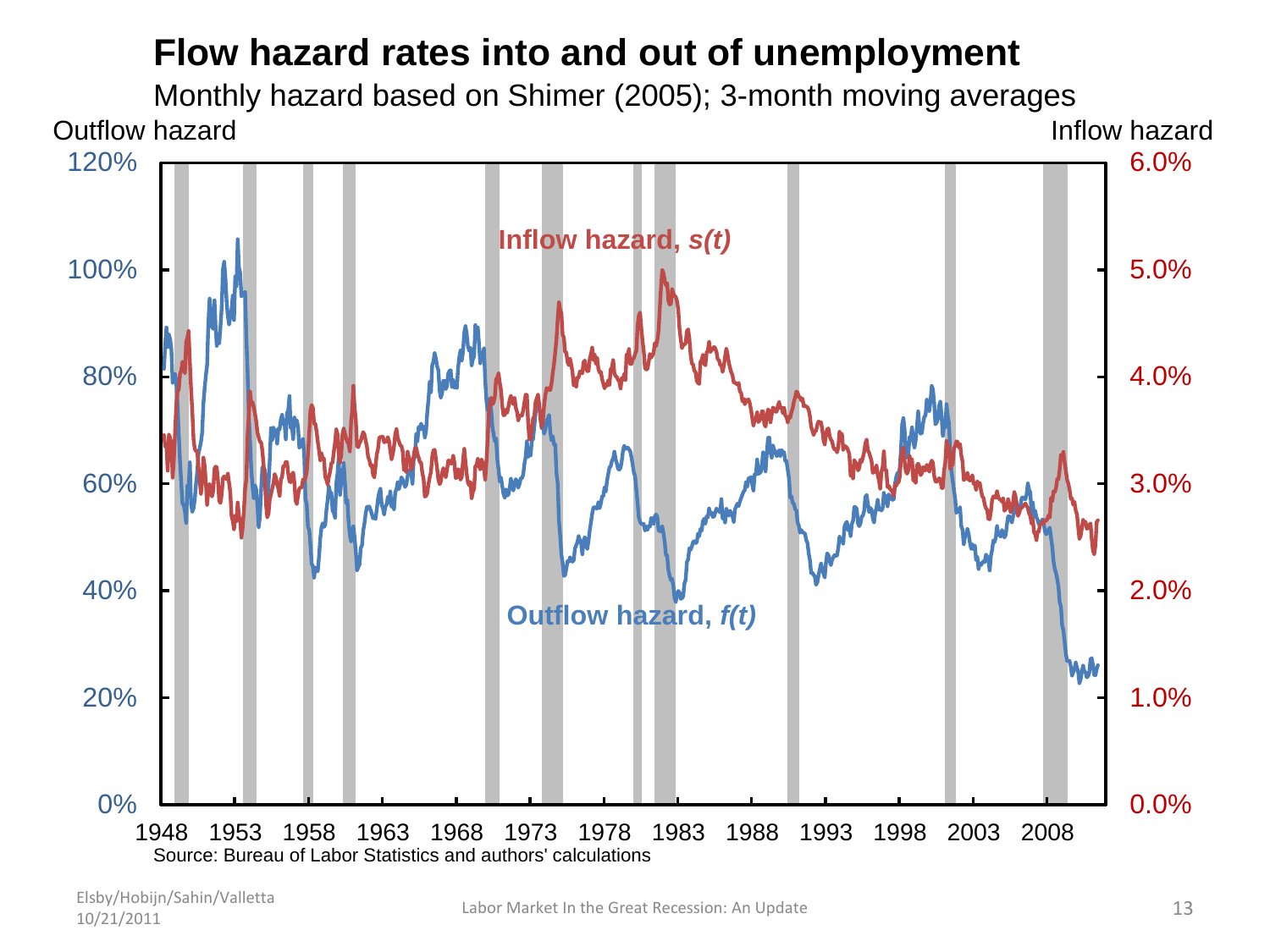# Flow hazard rates into and out of unemployment

Monthly hazard based on Shimer (2005); 3-month moving averages

Outflow hazard | Inflow hazard

Inflow hazard, *s(t)*

Outflow hazard, *f(t)*

Source: Bureau of Labor Statistics and authors' calculations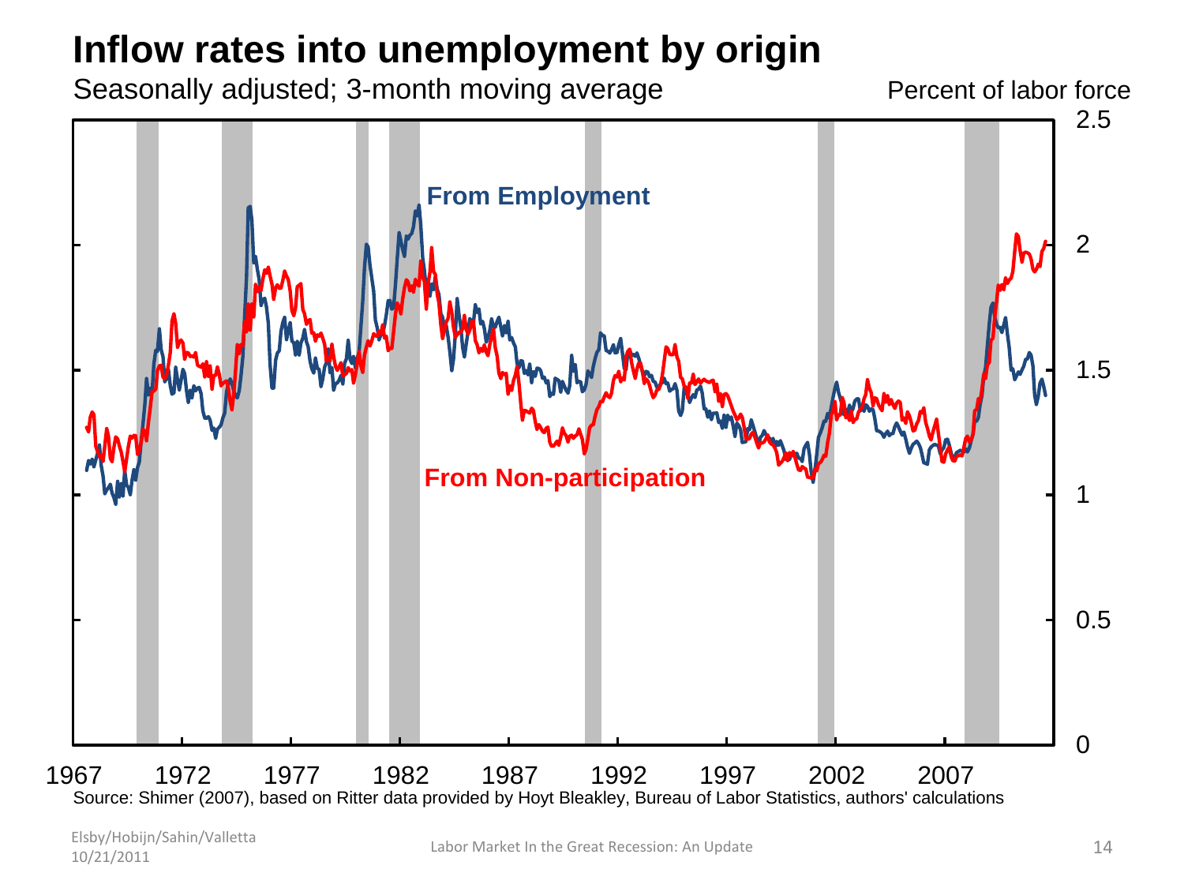# Inflow rates into unemployment by origin

Seasonally adjusted; 3-month moving average

Percent of labor force

2.5
2
1.5
1
0.5
0

From Employment

From Non-participation

1967 1972 1977 1982 1987 1992 1997 2002 2007

Source: Shimer (2007), based on Ritter data provided by Hoyt Bleakley, Bureau of Labor Statistics, authors' calculations